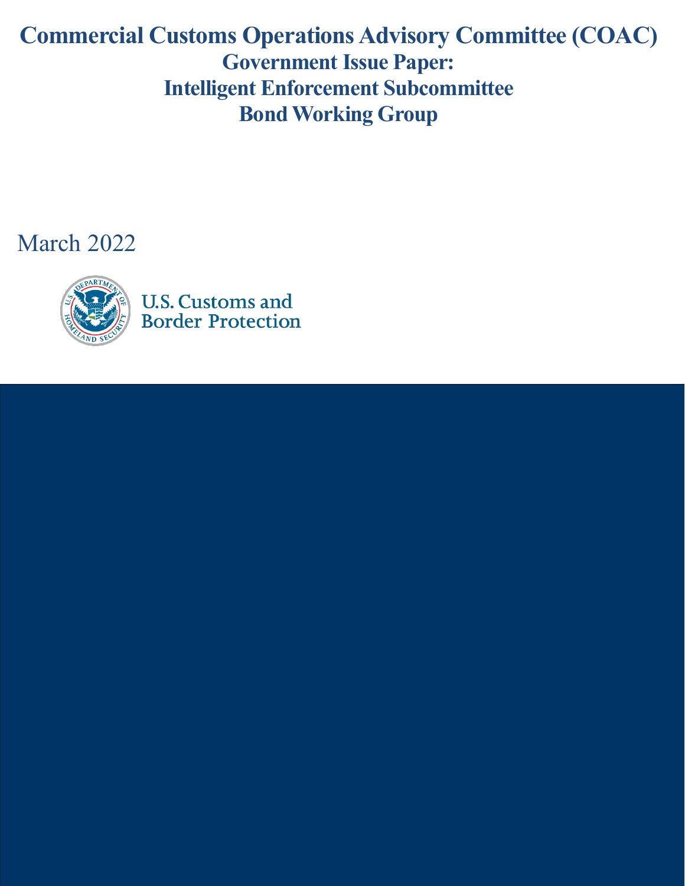# Commercial Customs Operations Advisory Committee (COAC)

## Government Issue Paper:

## Intelligent Enforcement Subcommittee

## Bond Working Group

March 2022

U.S. Customs and Border Protection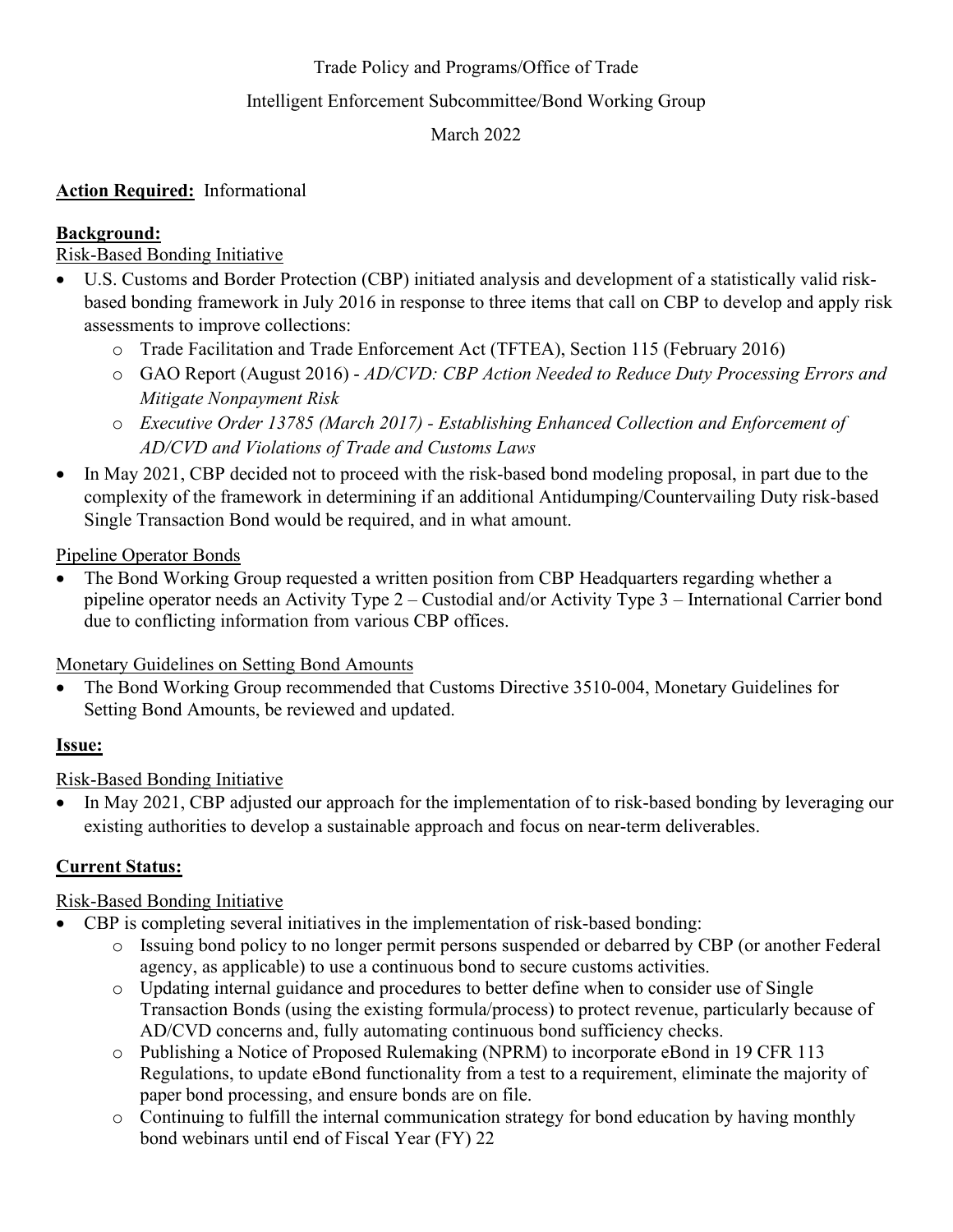Trade Policy and Programs/Office of Trade

Intelligent Enforcement Subcommittee/Bond Working Group

March 2022

**Action Required:** Informational

**Background:**

Risk-Based Bonding Initiative

- U.S. Customs and Border Protection (CBP) initiated analysis and development of a statistically valid risk-based bonding framework in July 2016 in response to three items that call on CBP to develop and apply risk assessments to improve collections:
  - Trade Facilitation and Trade Enforcement Act (TFTEA), Section 115 (February 2016)
  - GAO Report (August 2016) - *AD/CVD: CBP Action Needed to Reduce Duty Processing Errors and Mitigate Nonpayment Risk*
  - *Executive Order 13785 (March 2017) - Establishing Enhanced Collection and Enforcement of AD/CVD and Violations of Trade and Customs Laws*
- In May 2021, CBP decided not to proceed with the risk-based bond modeling proposal, in part due to the complexity of the framework in determining if an additional Antidumping/Countervailing Duty risk-based Single Transaction Bond would be required, and in what amount.

Pipeline Operator Bonds

- The Bond Working Group requested a written position from CBP Headquarters regarding whether a pipeline operator needs an Activity Type 2 – Custodial and/or Activity Type 3 – International Carrier bond due to conflicting information from various CBP offices.

Monetary Guidelines on Setting Bond Amounts

- The Bond Working Group recommended that Customs Directive 3510-004, Monetary Guidelines for Setting Bond Amounts, be reviewed and updated.

**Issue:**

Risk-Based Bonding Initiative

- In May 2021, CBP adjusted our approach for the implementation of to risk-based bonding by leveraging our existing authorities to develop a sustainable approach and focus on near-term deliverables.

**Current Status:**

Risk-Based Bonding Initiative

- CBP is completing several initiatives in the implementation of risk-based bonding:
  - Issuing bond policy to no longer permit persons suspended or debarred by CBP (or another Federal agency, as applicable) to use a continuous bond to secure customs activities.
  - Updating internal guidance and procedures to better define when to consider use of Single Transaction Bonds (using the existing formula/process) to protect revenue, particularly because of AD/CVD concerns and, fully automating continuous bond sufficiency checks.
  - Publishing a Notice of Proposed Rulemaking (NPRM) to incorporate eBond in 19 CFR 113 Regulations, to update eBond functionality from a test to a requirement, eliminate the majority of paper bond processing, and ensure bonds are on file.
  - Continuing to fulfill the internal communication strategy for bond education by having monthly bond webinars until end of Fiscal Year (FY) 22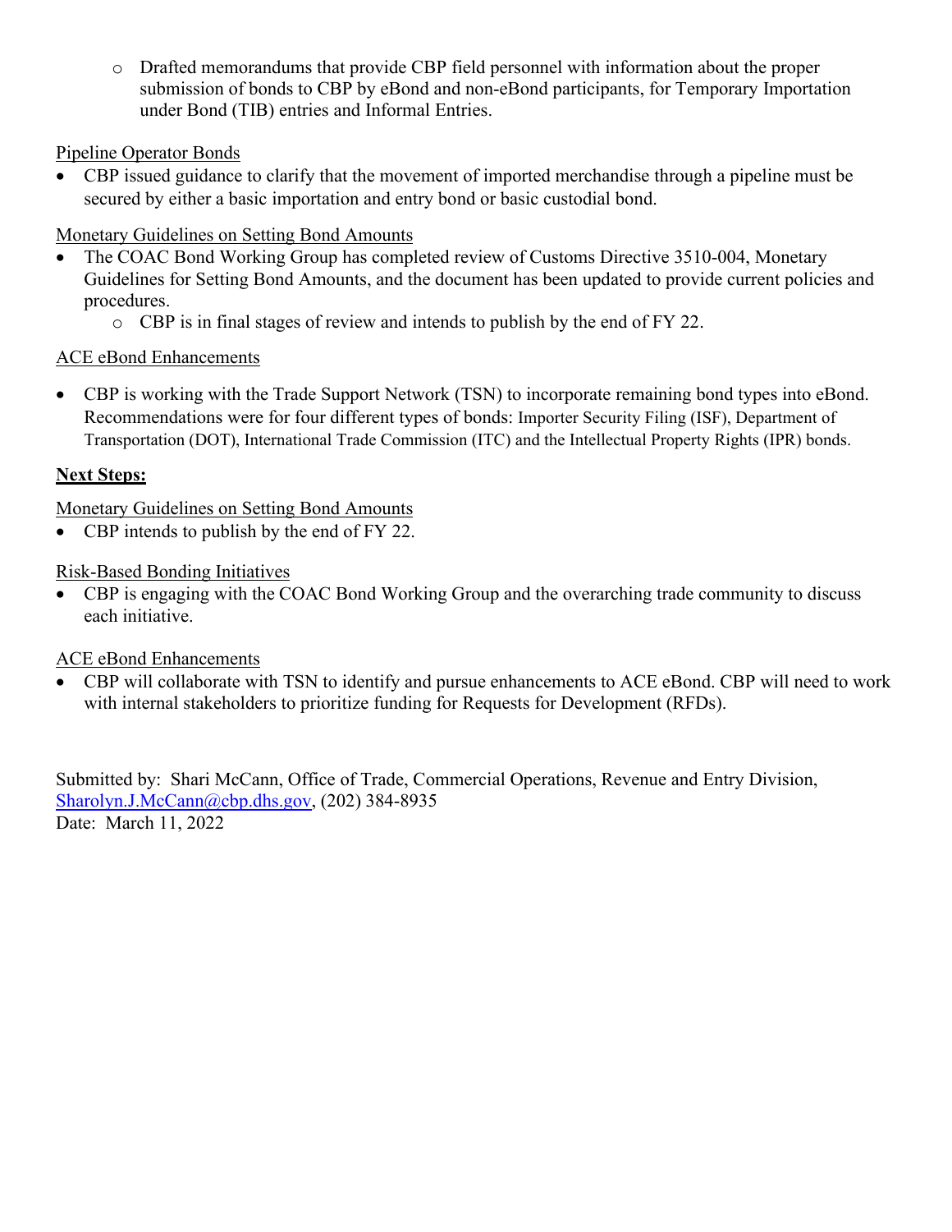- Drafted memorandums that provide CBP field personnel with information about the proper submission of bonds to CBP by eBond and non-eBond participants, for Temporary Importation under Bond (TIB) entries and Informal Entries.

<u>Pipeline Operator Bonds</u>

- CBP issued guidance to clarify that the movement of imported merchandise through a pipeline must be secured by either a basic importation and entry bond or basic custodial bond.

<u>Monetary Guidelines on Setting Bond Amounts</u>

- The COAC Bond Working Group has completed review of Customs Directive 3510-004, Monetary Guidelines for Setting Bond Amounts, and the document has been updated to provide current policies and procedures.
  - CBP is in final stages of review and intends to publish by the end of FY 22.

<u>ACE eBond Enhancements</u>

- CBP is working with the Trade Support Network (TSN) to incorporate remaining bond types into eBond. Recommendations were for four different types of bonds: Importer Security Filing (ISF), Department of Transportation (DOT), International Trade Commission (ITC) and the Intellectual Property Rights (IPR) bonds.

**<u>Next Steps:</u>**

<u>Monetary Guidelines on Setting Bond Amounts</u>

- CBP intends to publish by the end of FY 22.

<u>Risk-Based Bonding Initiatives</u>

- CBP is engaging with the COAC Bond Working Group and the overarching trade community to discuss each initiative.

<u>ACE eBond Enhancements</u>

- CBP will collaborate with TSN to identify and pursue enhancements to ACE eBond. CBP will need to work with internal stakeholders to prioritize funding for Requests for Development (RFDs).

Submitted by: Shari McCann, Office of Trade, Commercial Operations, Revenue and Entry Division, Sharolyn.J.McCann@cbp.dhs.gov, (202) 384-8935
Date: March 11, 2022